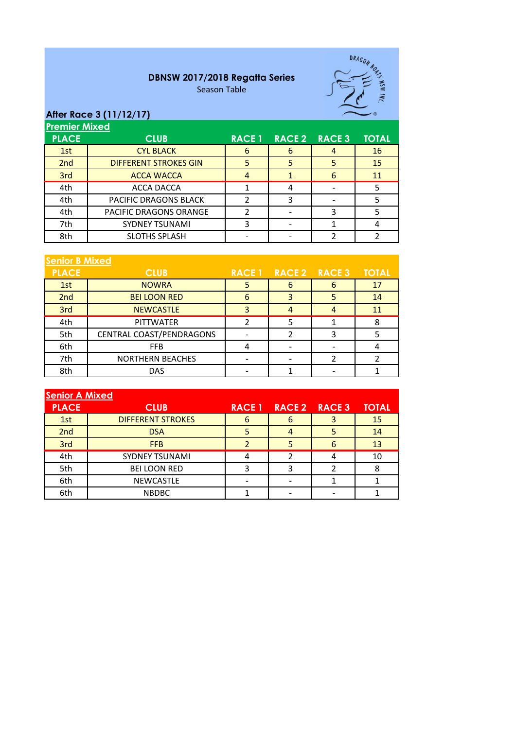**DBNSW 2017/2018 Regatta Series**

Season Table

**After Race 3 (11/12/17)**

## Premier Mixed

| PLACE | CLUB | RACE 1 | RACE 2 | RACE 3 | TOTAL |
|---|---|---|---|---|---|
| 1st | CYL BLACK | 6 | 6 | 4 | 16 |
| 2nd | DIFFERENT STROKES GIN | 5 | 5 | 5 | 15 |
| 3rd | ACCA WACCA | 4 | 1 | 6 | 11 |
| 4th | ACCA DACCA | 1 | 4 | - | 5 |
| 4th | PACIFIC DRAGONS BLACK | 2 | 3 | - | 5 |
| 4th | PACIFIC DRAGONS ORANGE | 2 | - | 3 | 5 |
| 7th | SYDNEY TSUNAMI | 3 | - | 1 | 4 |
| 8th | SLOTHS SPLASH | - | - | 2 | 2 |

## Senior B Mixed

| PLACE | CLUB | RACE 1 | RACE 2 | RACE 3 | TOTAL |
|---|---|---|---|---|---|
| 1st | NOWRA | 5 | 6 | 6 | 17 |
| 2nd | BEI LOON RED | 6 | 3 | 5 | 14 |
| 3rd | NEWCASTLE | 3 | 4 | 4 | 11 |
| 4th | PITTWATER | 2 | 5 | 1 | 8 |
| 5th | CENTRAL COAST/PENDRAGONS | - | 2 | 3 | 5 |
| 6th | FFB | 4 | - | - | 4 |
| 7th | NORTHERN BEACHES | - | - | 2 | 2 |
| 8th | DAS | - | 1 | - | 1 |

## Senior A Mixed

| PLACE | CLUB | RACE 1 | RACE 2 | RACE 3 | TOTAL |
|---|---|---|---|---|---|
| 1st | DIFFERENT STROKES | 6 | 6 | 3 | 15 |
| 2nd | DSA | 5 | 4 | 5 | 14 |
| 3rd | FFB | 2 | 5 | 6 | 13 |
| 4th | SYDNEY TSUNAMI | 4 | 2 | 4 | 10 |
| 5th | BEI LOON RED | 3 | 3 | 2 | 8 |
| 6th | NEWCASTLE | - | - | 1 | 1 |
| 6th | NBDBC | 1 | - | - | 1 |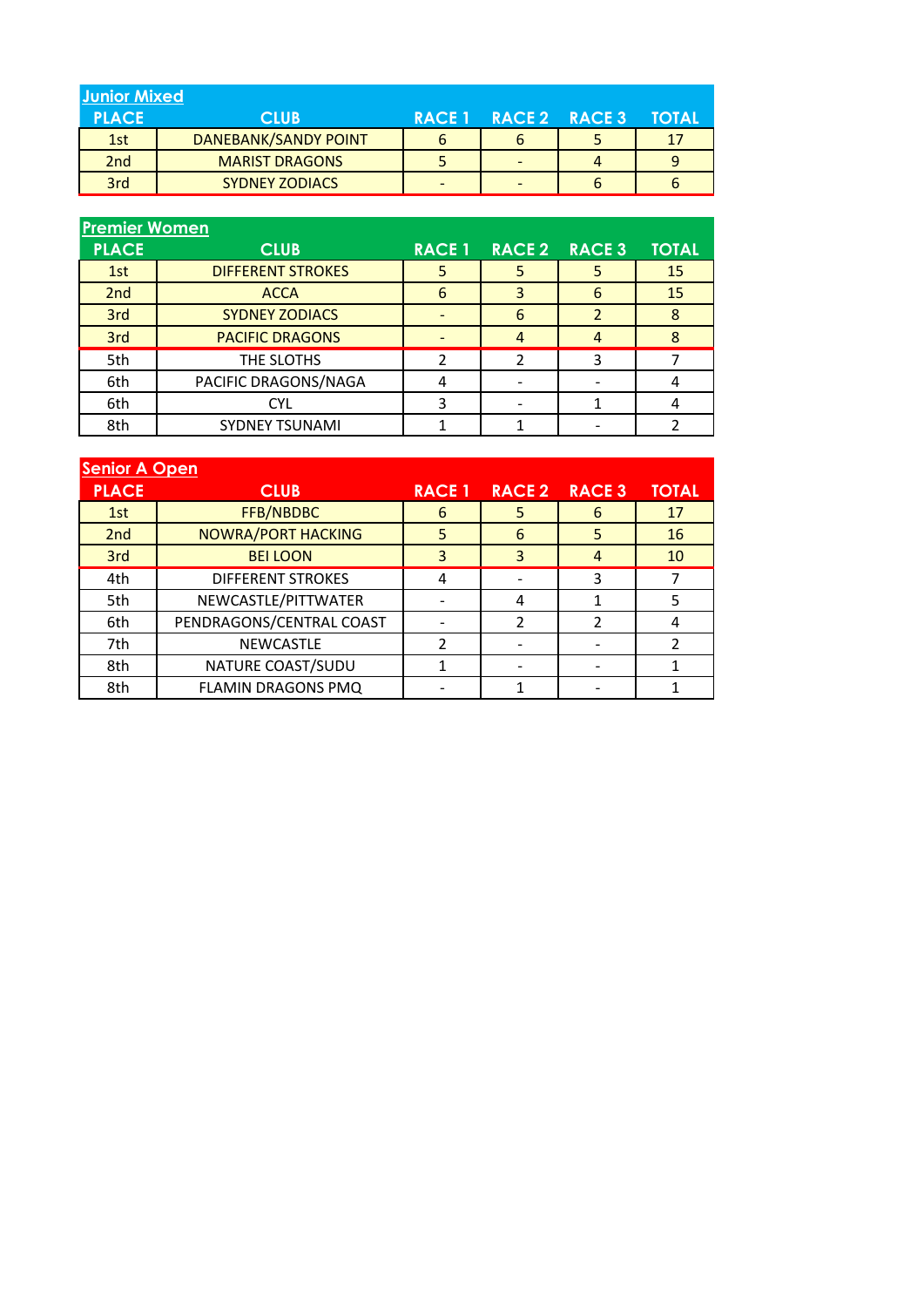## Junior Mixed

| PLACE | CLUB | RACE 1 | RACE 2 | RACE 3 | TOTAL |
|---|---|---|---|---|---|
| 1st | DANEBANK/SANDY POINT | 6 | 6 | 5 | 17 |
| 2nd | MARIST DRAGONS | 5 | - | 4 | 9 |
| 3rd | SYDNEY ZODIACS | - | - | 6 | 6 |

## Premier Women

| PLACE | CLUB | RACE 1 | RACE 2 | RACE 3 | TOTAL |
|---|---|---|---|---|---|
| 1st | DIFFERENT STROKES | 5 | 5 | 5 | 15 |
| 2nd | ACCA | 6 | 3 | 6 | 15 |
| 3rd | SYDNEY ZODIACS | - | 6 | 2 | 8 |
| 3rd | PACIFIC DRAGONS | - | 4 | 4 | 8 |
| 5th | THE SLOTHS | 2 | 2 | 3 | 7 |
| 6th | PACIFIC DRAGONS/NAGA | 4 | - | - | 4 |
| 6th | CYL | 3 | - | 1 | 4 |
| 8th | SYDNEY TSUNAMI | 1 | 1 | - | 2 |

## Senior A Open

| PLACE | CLUB | RACE 1 | RACE 2 | RACE 3 | TOTAL |
|---|---|---|---|---|---|
| 1st | FFB/NBDBC | 6 | 5 | 6 | 17 |
| 2nd | NOWRA/PORT HACKING | 5 | 6 | 5 | 16 |
| 3rd | BEI LOON | 3 | 3 | 4 | 10 |
| 4th | DIFFERENT STROKES | 4 | - | 3 | 7 |
| 5th | NEWCASTLE/PITTWATER | - | 4 | 1 | 5 |
| 6th | PENDRAGONS/CENTRAL COAST | - | 2 | 2 | 4 |
| 7th | NEWCASTLE | 2 | - | - | 2 |
| 8th | NATURE COAST/SUDU | 1 | - | - | 1 |
| 8th | FLAMIN DRAGONS PMQ | - | 1 | - | 1 |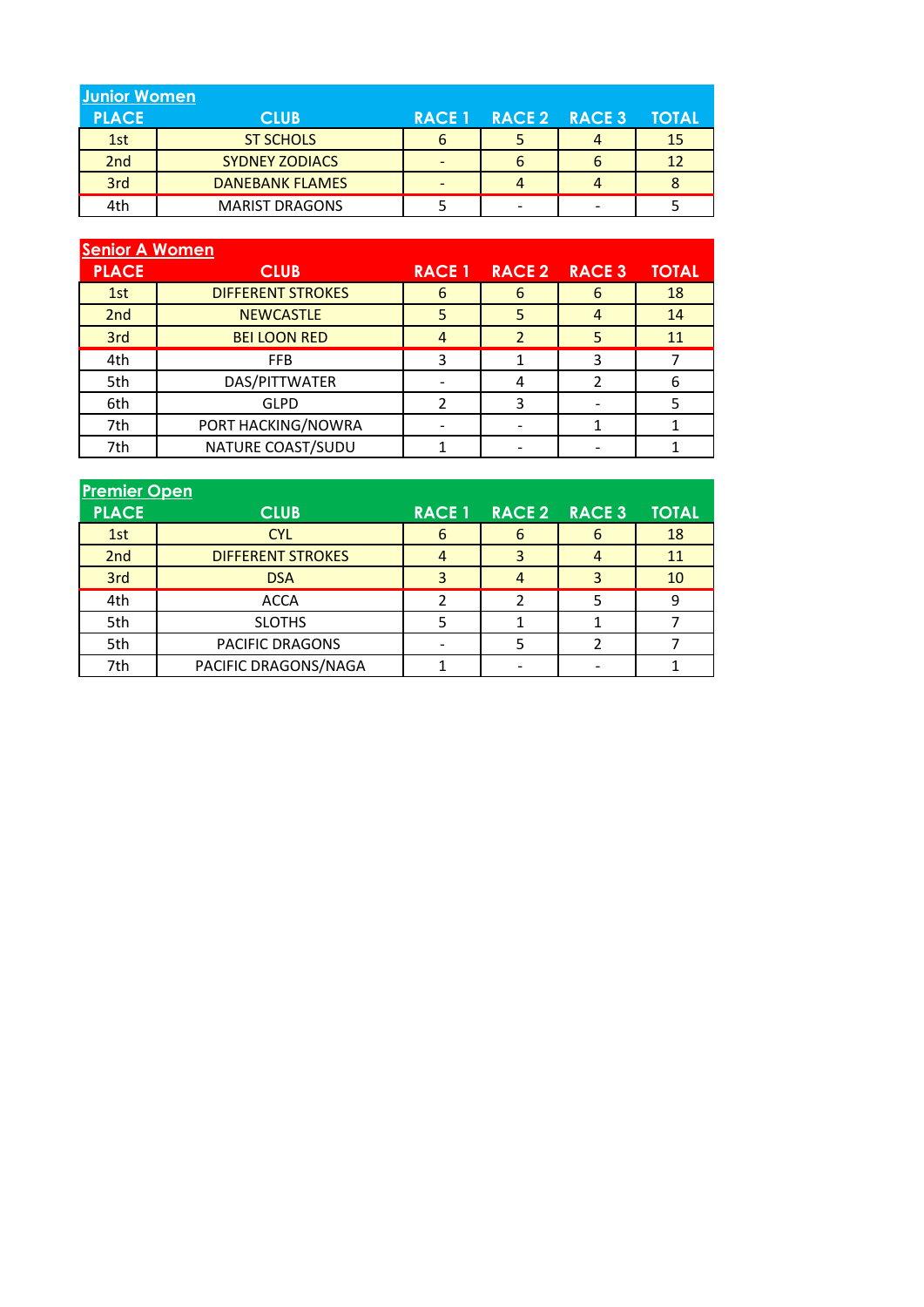## Junior Women

| PLACE | CLUB | RACE 1 | RACE 2 | RACE 3 | TOTAL |
|---|---|---|---|---|---|
| 1st | ST SCHOLS | 6 | 5 | 4 | 15 |
| 2nd | SYDNEY ZODIACS | - | 6 | 6 | 12 |
| 3rd | DANEBANK FLAMES | - | 4 | 4 | 8 |
| 4th | MARIST DRAGONS | 5 | - | - | 5 |

## Senior A Women

| PLACE | CLUB | RACE 1 | RACE 2 | RACE 3 | TOTAL |
|---|---|---|---|---|---|
| 1st | DIFFERENT STROKES | 6 | 6 | 6 | 18 |
| 2nd | NEWCASTLE | 5 | 5 | 4 | 14 |
| 3rd | BEI LOON RED | 4 | 2 | 5 | 11 |
| 4th | FFB | 3 | 1 | 3 | 7 |
| 5th | DAS/PITTWATER | - | 4 | 2 | 6 |
| 6th | GLPD | 2 | 3 | - | 5 |
| 7th | PORT HACKING/NOWRA | - | - | 1 | 1 |
| 7th | NATURE COAST/SUDU | 1 | - | - | 1 |

## Premier Open

| PLACE | CLUB | RACE 1 | RACE 2 | RACE 3 | TOTAL |
|---|---|---|---|---|---|
| 1st | CYL | 6 | 6 | 6 | 18 |
| 2nd | DIFFERENT STROKES | 4 | 3 | 4 | 11 |
| 3rd | DSA | 3 | 4 | 3 | 10 |
| 4th | ACCA | 2 | 2 | 5 | 9 |
| 5th | SLOTHS | 5 | 1 | 1 | 7 |
| 5th | PACIFIC DRAGONS | - | 5 | 2 | 7 |
| 7th | PACIFIC DRAGONS/NAGA | 1 | - | - | 1 |